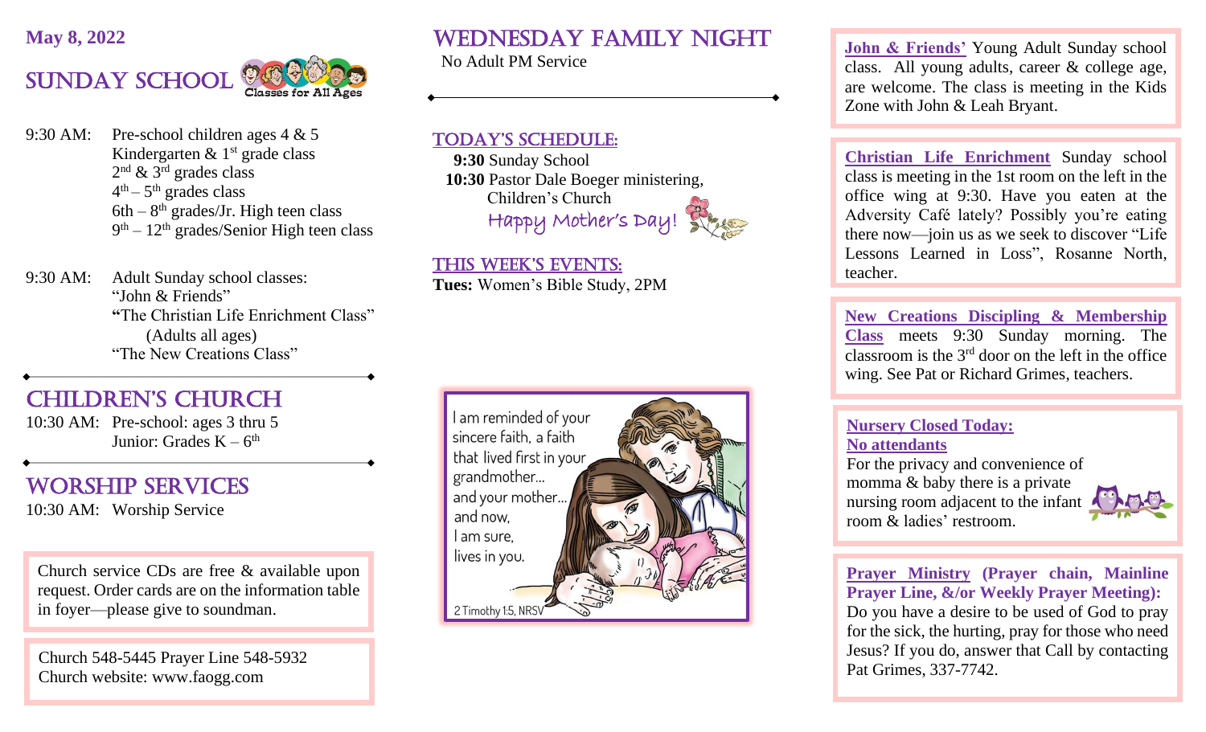**May 8, 2022**

# SUNDAY SCHOOL

Classes for All Ages

9:30 AM: Pre-school children ages 4 & 5
Kindergarten & 1st grade class
2nd & 3rd grades class
4th – 5th grades class
6th – 8th grades/Jr. High teen class
9th – 12th grades/Senior High teen class

9:30 AM: Adult Sunday school classes:
"John & Friends"
"The Christian Life Enrichment Class"
(Adults all ages)
"The New Creations Class"

# CHILDREN'S CHURCH

10:30 AM: Pre-school: ages 3 thru 5
Junior: Grades K – 6th

# WORSHIP SERVICES

10:30 AM: Worship Service

Church service CDs are free & available upon request. Order cards are on the information table in foyer—please give to soundman.

Church 548-5445 Prayer Line 548-5932
Church website: www.faogg.com

# WEDNESDAY FAMILY NIGHT

No Adult PM Service

## TODAY'S SCHEDULE:

**9:30** Sunday School
**10:30** Pastor Dale Boeger ministering,
Children's Church

Happy Mother's Day!

## THIS WEEK'S EVENTS:

**Tues:** Women's Bible Study, 2PM

I am reminded of your sincere faith, a faith that lived first in your grandmother... and your mother... and now, I am sure, lives in you.

2 Timothy 1:5, NRSV

**John & Friends'** Young Adult Sunday school class. All young adults, career & college age, are welcome. The class is meeting in the Kids Zone with John & Leah Bryant.

**Christian Life Enrichment** Sunday school class is meeting in the 1st room on the left in the office wing at 9:30. Have you eaten at the Adversity Café lately? Possibly you're eating there now—join us as we seek to discover "Life Lessons Learned in Loss", Rosanne North, teacher.

**New Creations Discipling & Membership Class** meets 9:30 Sunday morning. The classroom is the 3rd door on the left in the office wing. See Pat or Richard Grimes, teachers.

**Nursery Closed Today:**
**No attendants**
For the privacy and convenience of momma & baby there is a private nursing room adjacent to the infant room & ladies' restroom.

**Prayer Ministry (Prayer chain, Mainline Prayer Line, &/or Weekly Prayer Meeting):** Do you have a desire to be used of God to pray for the sick, the hurting, pray for those who need Jesus? If you do, answer that Call by contacting Pat Grimes, 337-7742.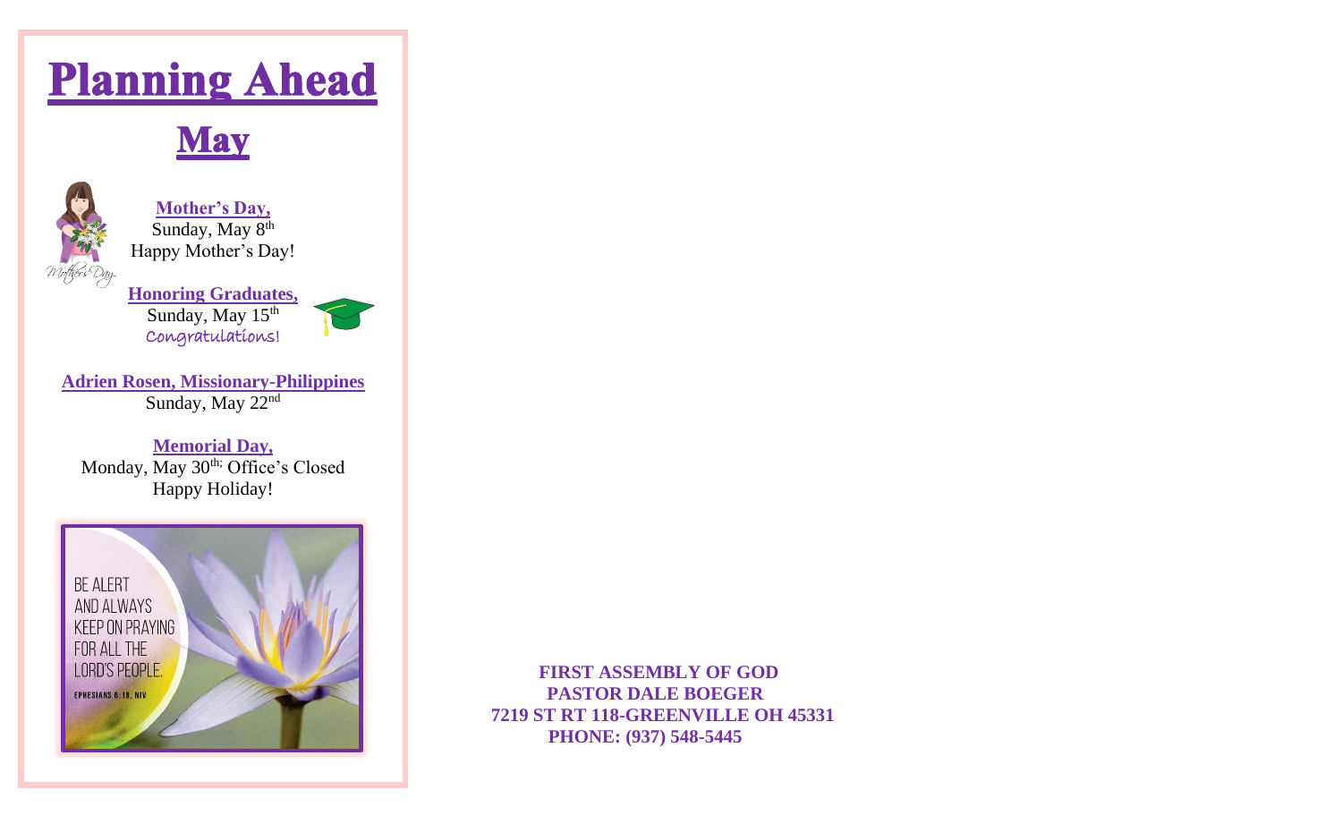# Planning Ahead

## May

**Mother's Day,**
Sunday, May 8th
Happy Mother's Day!

**Honoring Graduates,**
Sunday, May 15th
Congratulations!

**Adrien Rosen, Missionary-Philippines**
Sunday, May 22nd

**Memorial Day,**
Monday, May 30th; Office's Closed
Happy Holiday!

BE ALERT AND ALWAYS KEEP ON PRAYING FOR ALL THE LORD'S PEOPLE.
EPHESIANS 6:18, NIV

**FIRST ASSEMBLY OF GOD**
**PASTOR DALE BOEGER**
**7219 ST RT 118-GREENVILLE OH 45331**
**PHONE: (937) 548-5445**